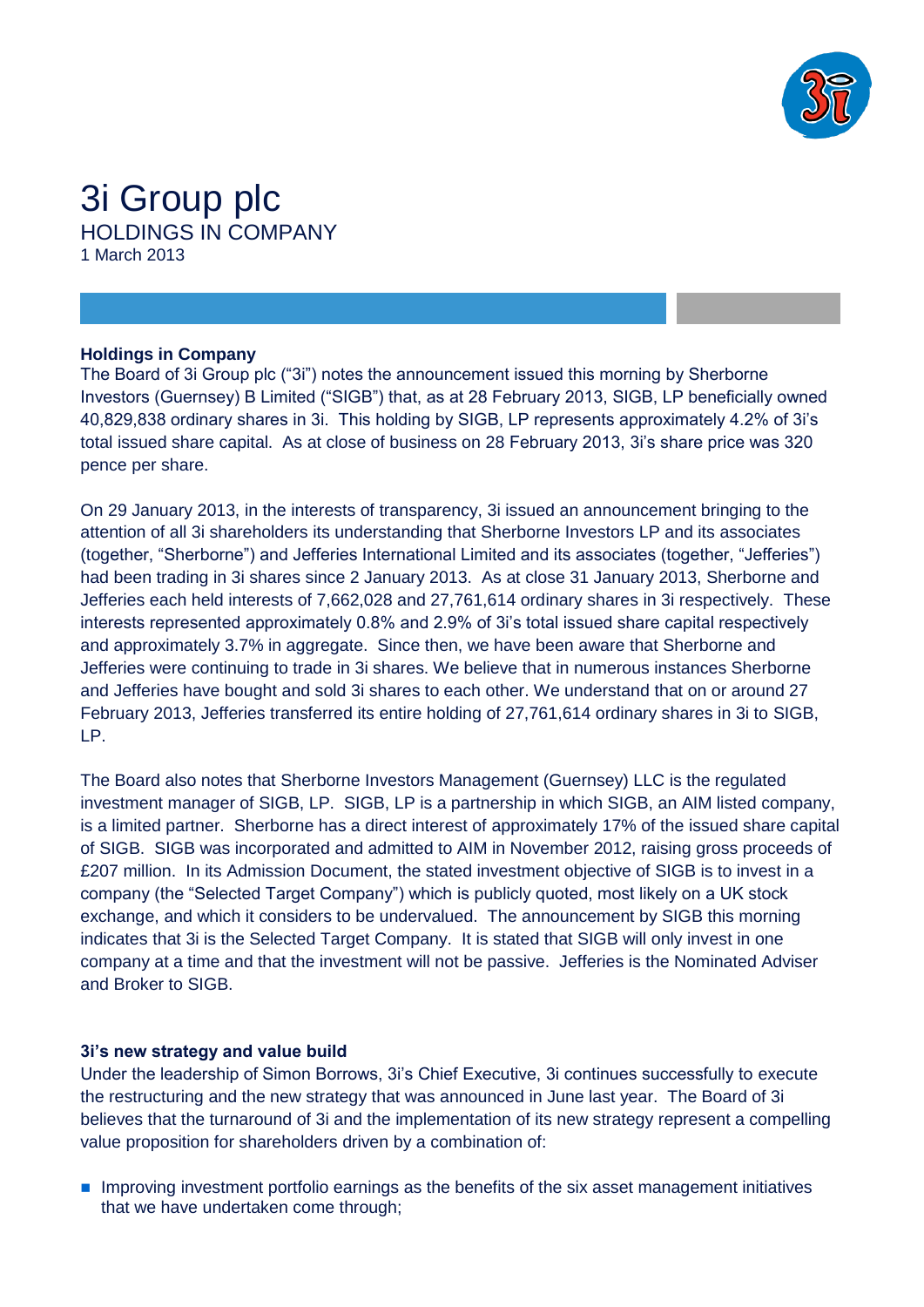# 3i Group plc

## HOLDINGS IN COMPANY

1 March 2013

### Holdings in Company

The Board of 3i Group plc ("3i") notes the announcement issued this morning by Sherborne Investors (Guernsey) B Limited ("SIGB") that, as at 28 February 2013, SIGB, LP beneficially owned 40,829,838 ordinary shares in 3i. This holding by SIGB, LP represents approximately 4.2% of 3i's total issued share capital. As at close of business on 28 February 2013, 3i's share price was 320 pence per share.

On 29 January 2013, in the interests of transparency, 3i issued an announcement bringing to the attention of all 3i shareholders its understanding that Sherborne Investors LP and its associates (together, "Sherborne") and Jefferies International Limited and its associates (together, "Jefferies") had been trading in 3i shares since 2 January 2013. As at close 31 January 2013, Sherborne and Jefferies each held interests of 7,662,028 and 27,761,614 ordinary shares in 3i respectively. These interests represented approximately 0.8% and 2.9% of 3i's total issued share capital respectively and approximately 3.7% in aggregate. Since then, we have been aware that Sherborne and Jefferies were continuing to trade in 3i shares. We believe that in numerous instances Sherborne and Jefferies have bought and sold 3i shares to each other. We understand that on or around 27 February 2013, Jefferies transferred its entire holding of 27,761,614 ordinary shares in 3i to SIGB, LP.

The Board also notes that Sherborne Investors Management (Guernsey) LLC is the regulated investment manager of SIGB, LP. SIGB, LP is a partnership in which SIGB, an AIM listed company, is a limited partner. Sherborne has a direct interest of approximately 17% of the issued share capital of SIGB. SIGB was incorporated and admitted to AIM in November 2012, raising gross proceeds of £207 million. In its Admission Document, the stated investment objective of SIGB is to invest in a company (the "Selected Target Company") which is publicly quoted, most likely on a UK stock exchange, and which it considers to be undervalued. The announcement by SIGB this morning indicates that 3i is the Selected Target Company. It is stated that SIGB will only invest in one company at a time and that the investment will not be passive. Jefferies is the Nominated Adviser and Broker to SIGB.

### 3i's new strategy and value build

Under the leadership of Simon Borrows, 3i's Chief Executive, 3i continues successfully to execute the restructuring and the new strategy that was announced in June last year. The Board of 3i believes that the turnaround of 3i and the implementation of its new strategy represent a compelling value proposition for shareholders driven by a combination of:

- Improving investment portfolio earnings as the benefits of the six asset management initiatives that we have undertaken come through;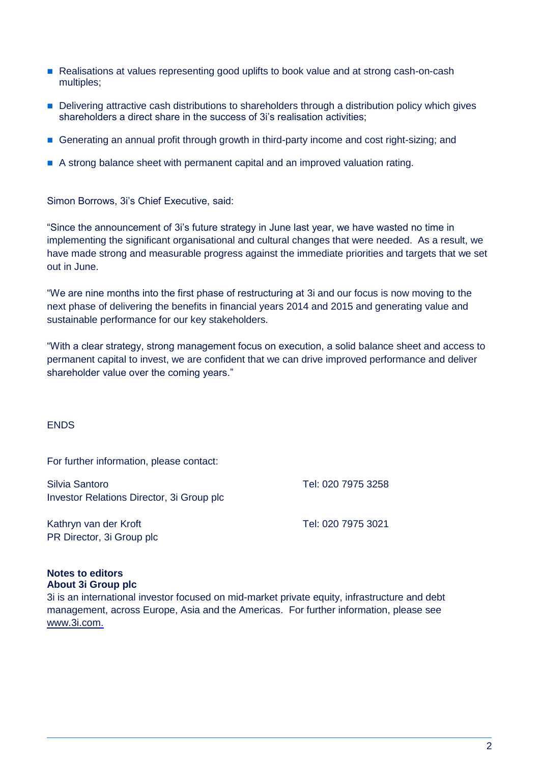- Realisations at values representing good uplifts to book value and at strong cash-on-cash multiples;
- Delivering attractive cash distributions to shareholders through a distribution policy which gives shareholders a direct share in the success of 3i's realisation activities;
- Generating an annual profit through growth in third-party income and cost right-sizing; and
- A strong balance sheet with permanent capital and an improved valuation rating.

Simon Borrows, 3i's Chief Executive, said:

"Since the announcement of 3i's future strategy in June last year, we have wasted no time in implementing the significant organisational and cultural changes that were needed. As a result, we have made strong and measurable progress against the immediate priorities and targets that we set out in June.

"We are nine months into the first phase of restructuring at 3i and our focus is now moving to the next phase of delivering the benefits in financial years 2014 and 2015 and generating value and sustainable performance for our key stakeholders.

"With a clear strategy, strong management focus on execution, a solid balance sheet and access to permanent capital to invest, we are confident that we can drive improved performance and deliver shareholder value over the coming years."

ENDS

For further information, please contact:

| | |
|---|---|
| Silvia Santoro<br>Investor Relations Director, 3i Group plc | Tel: 020 7975 3258 |
| Kathryn van der Kroft<br>PR Director, 3i Group plc | Tel: 020 7975 3021 |

**Notes to editors**
**About 3i Group plc**
3i is an international investor focused on mid-market private equity, infrastructure and debt management, across Europe, Asia and the Americas. For further information, please see www.3i.com.